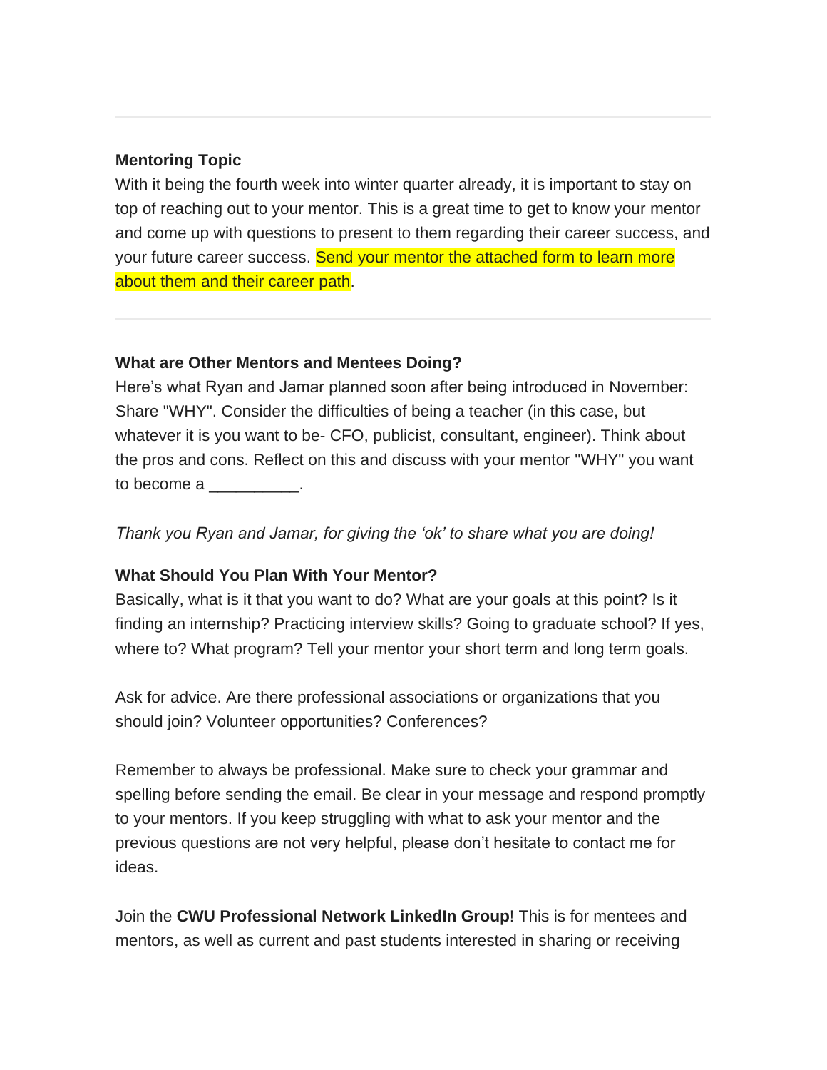---

**Mentoring Topic**

With it being the fourth week into winter quarter already, it is important to stay on top of reaching out to your mentor. This is a great time to get to know your mentor and come up with questions to present to them regarding their career success, and your future career success. Send your mentor the attached form to learn more about them and their career path.

---

**What are Other Mentors and Mentees Doing?**

Here's what Ryan and Jamar planned soon after being introduced in November: Share "WHY". Consider the difficulties of being a teacher (in this case, but whatever it is you want to be- CFO, publicist, consultant, engineer). Think about the pros and cons. Reflect on this and discuss with your mentor "WHY" you want to become a __________.

*Thank you Ryan and Jamar, for giving the 'ok' to share what you are doing!*

**What Should You Plan With Your Mentor?**

Basically, what is it that you want to do? What are your goals at this point? Is it finding an internship? Practicing interview skills? Going to graduate school? If yes, where to? What program? Tell your mentor your short term and long term goals.

Ask for advice. Are there professional associations or organizations that you should join? Volunteer opportunities? Conferences?

Remember to always be professional. Make sure to check your grammar and spelling before sending the email. Be clear in your message and respond promptly to your mentors. If you keep struggling with what to ask your mentor and the previous questions are not very helpful, please don't hesitate to contact me for ideas.

Join the **CWU Professional Network LinkedIn Group**! This is for mentees and mentors, as well as current and past students interested in sharing or receiving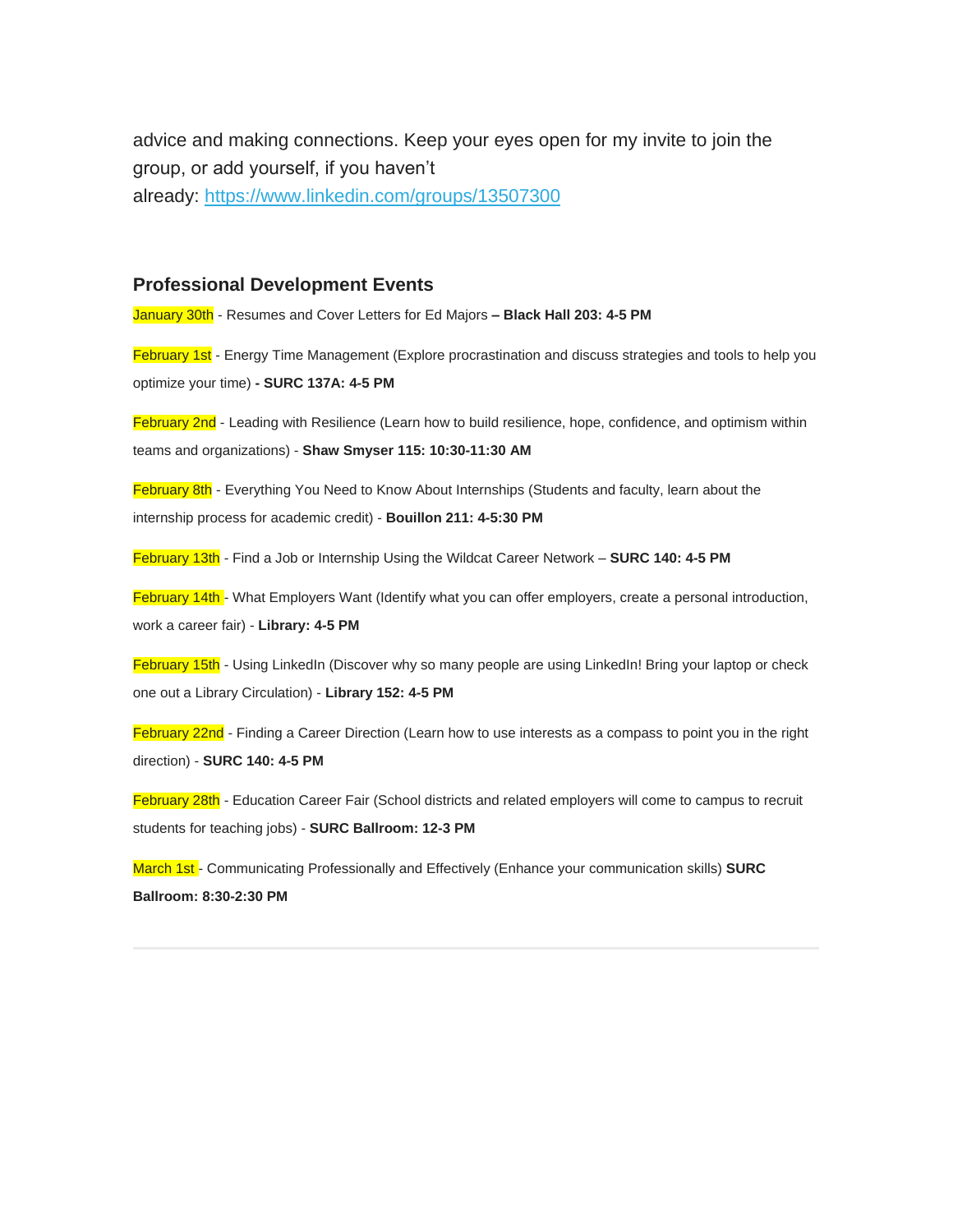advice and making connections. Keep your eyes open for my invite to join the group, or add yourself, if you haven't already: [https://www.linkedin.com/groups/13507300](https://www.linkedin.com/groups/13507300)

### Professional Development Events

January 30th - Resumes and Cover Letters for Ed Majors **– Black Hall 203: 4-5 PM**

February 1st - Energy Time Management (Explore procrastination and discuss strategies and tools to help you optimize your time) **- SURC 137A: 4-5 PM**

February 2nd - Leading with Resilience (Learn how to build resilience, hope, confidence, and optimism within teams and organizations) - **Shaw Smyser 115: 10:30-11:30 AM**

February 8th - Everything You Need to Know About Internships (Students and faculty, learn about the internship process for academic credit) - **Bouillon 211: 4-5:30 PM**

February 13th - Find a Job or Internship Using the Wildcat Career Network – **SURC 140: 4-5 PM**

February 14th - What Employers Want (Identify what you can offer employers, create a personal introduction, work a career fair) - **Library: 4-5 PM**

February 15th - Using LinkedIn (Discover why so many people are using LinkedIn! Bring your laptop or check one out a Library Circulation) - **Library 152: 4-5 PM**

February 22nd - Finding a Career Direction (Learn how to use interests as a compass to point you in the right direction) - **SURC 140: 4-5 PM**

February 28th - Education Career Fair (School districts and related employers will come to campus to recruit students for teaching jobs) - **SURC Ballroom: 12-3 PM**

March 1st - Communicating Professionally and Effectively (Enhance your communication skills) **SURC Ballroom: 8:30-2:30 PM**

---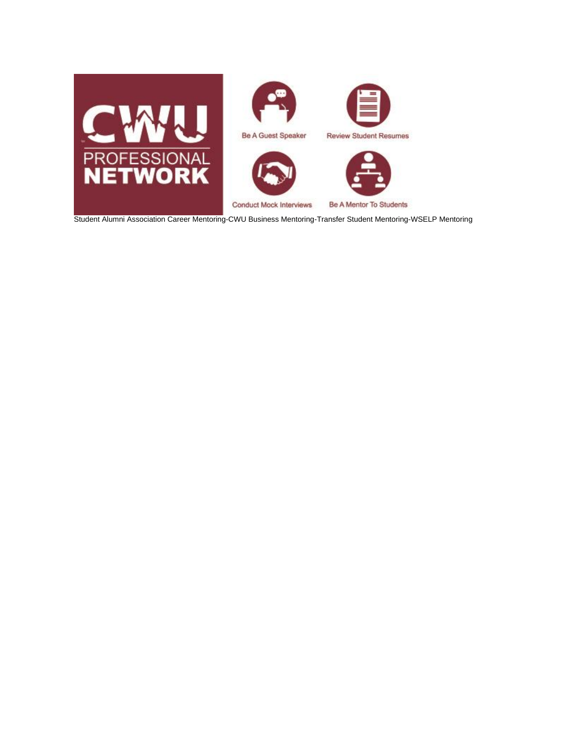CWU PROFESSIONAL NETWORK

Be A Guest Speaker

Review Student Resumes

Conduct Mock Interviews

Be A Mentor To Students

Student Alumni Association Career Mentoring-CWU Business Mentoring-Transfer Student Mentoring-WSELP Mentoring